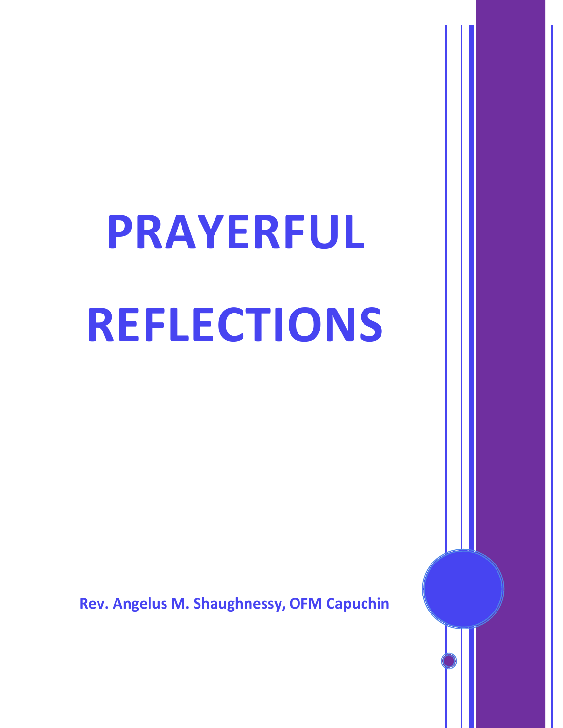# PRAYERFUL REFLECTIONS

**Rev. Angelus M. Shaughnessy, OFM Capuchin**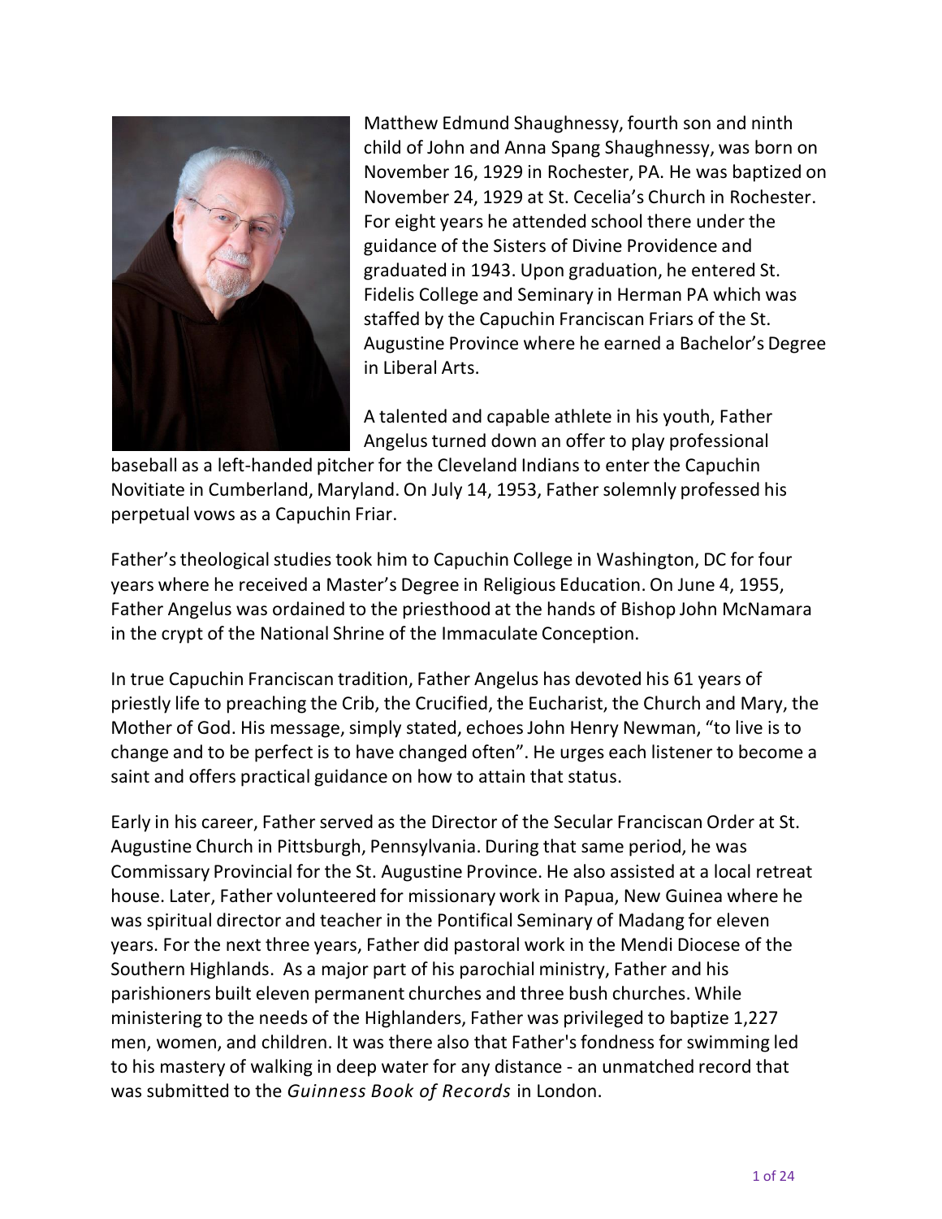Matthew Edmund Shaughnessy, fourth son and ninth child of John and Anna Spang Shaughnessy, was born on November 16, 1929 in Rochester, PA. He was baptized on November 24, 1929 at St. Cecelia's Church in Rochester. For eight years he attended school there under the guidance of the Sisters of Divine Providence and graduated in 1943. Upon graduation, he entered St. Fidelis College and Seminary in Herman PA which was staffed by the Capuchin Franciscan Friars of the St. Augustine Province where he earned a Bachelor's Degree in Liberal Arts.

A talented and capable athlete in his youth, Father Angelus turned down an offer to play professional baseball as a left-handed pitcher for the Cleveland Indians to enter the Capuchin Novitiate in Cumberland, Maryland. On July 14, 1953, Father solemnly professed his perpetual vows as a Capuchin Friar.

Father's theological studies took him to Capuchin College in Washington, DC for four years where he received a Master's Degree in Religious Education. On June 4, 1955, Father Angelus was ordained to the priesthood at the hands of Bishop John McNamara in the crypt of the National Shrine of the Immaculate Conception.

In true Capuchin Franciscan tradition, Father Angelus has devoted his 61 years of priestly life to preaching the Crib, the Crucified, the Eucharist, the Church and Mary, the Mother of God. His message, simply stated, echoes John Henry Newman, "to live is to change and to be perfect is to have changed often". He urges each listener to become a saint and offers practical guidance on how to attain that status.

Early in his career, Father served as the Director of the Secular Franciscan Order at St. Augustine Church in Pittsburgh, Pennsylvania. During that same period, he was Commissary Provincial for the St. Augustine Province. He also assisted at a local retreat house. Later, Father volunteered for missionary work in Papua, New Guinea where he was spiritual director and teacher in the Pontifical Seminary of Madang for eleven years. For the next three years, Father did pastoral work in the Mendi Diocese of the Southern Highlands. As a major part of his parochial ministry, Father and his parishioners built eleven permanent churches and three bush churches. While ministering to the needs of the Highlanders, Father was privileged to baptize 1,227 men, women, and children. It was there also that Father's fondness for swimming led to his mastery of walking in deep water for any distance - an unmatched record that was submitted to the *Guinness Book of Records* in London.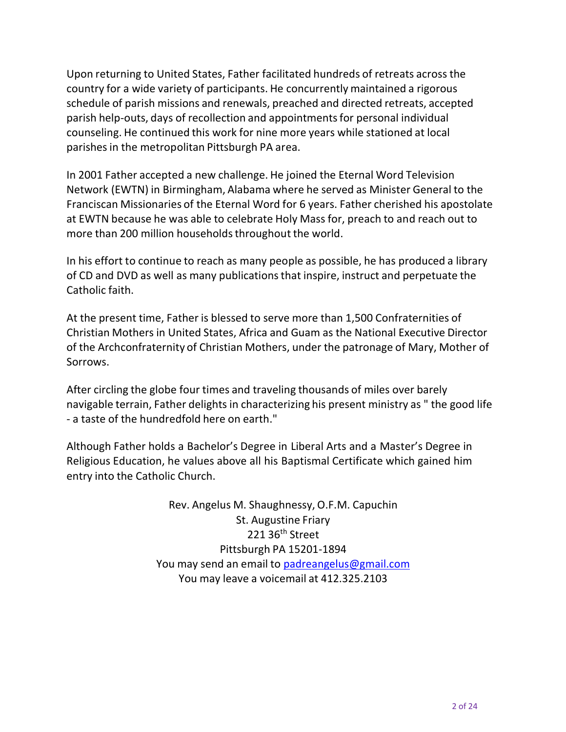Upon returning to United States, Father facilitated hundreds of retreats across the country for a wide variety of participants. He concurrently maintained a rigorous schedule of parish missions and renewals, preached and directed retreats, accepted parish help-outs, days of recollection and appointments for personal individual counseling. He continued this work for nine more years while stationed at local parishes in the metropolitan Pittsburgh PA area.

In 2001 Father accepted a new challenge. He joined the Eternal Word Television Network (EWTN) in Birmingham, Alabama where he served as Minister General to the Franciscan Missionaries of the Eternal Word for 6 years. Father cherished his apostolate at EWTN because he was able to celebrate Holy Mass for, preach to and reach out to more than 200 million households throughout the world.

In his effort to continue to reach as many people as possible, he has produced a library of CD and DVD as well as many publications that inspire, instruct and perpetuate the Catholic faith.

At the present time, Father is blessed to serve more than 1,500 Confraternities of Christian Mothers in United States, Africa and Guam as the National Executive Director of the Archconfraternity of Christian Mothers, under the patronage of Mary, Mother of Sorrows.

After circling the globe four times and traveling thousands of miles over barely navigable terrain, Father delights in characterizing his present ministry as " the good life - a taste of the hundredfold here on earth."

Although Father holds a Bachelor's Degree in Liberal Arts and a Master's Degree in Religious Education, he values above all his Baptismal Certificate which gained him entry into the Catholic Church.

Rev. Angelus M. Shaughnessy, O.F.M. Capuchin
St. Augustine Friary
221 36th Street
Pittsburgh PA 15201-1894
You may send an email to padreangelus@gmail.com
You may leave a voicemail at 412.325.2103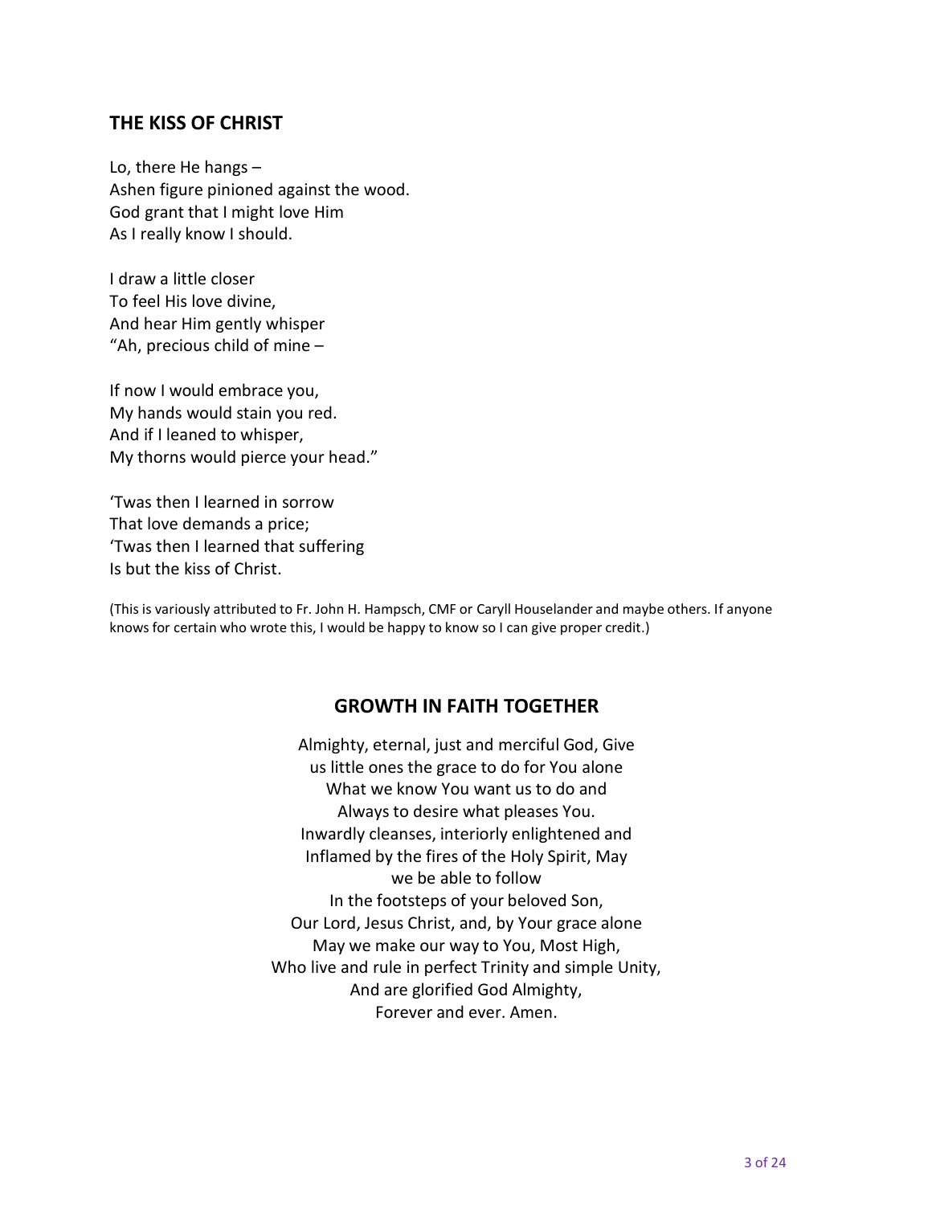## THE KISS OF CHRIST

Lo, there He hangs –
Ashen figure pinioned against the wood.
God grant that I might love Him
As I really know I should.

I draw a little closer
To feel His love divine,
And hear Him gently whisper
"Ah, precious child of mine –

If now I would embrace you,
My hands would stain you red.
And if I leaned to whisper,
My thorns would pierce your head."

'Twas then I learned in sorrow
That love demands a price;
'Twas then I learned that suffering
Is but the kiss of Christ.

(This is variously attributed to Fr. John H. Hampsch, CMF or Caryll Houselander and maybe others. If anyone knows for certain who wrote this, I would be happy to know so I can give proper credit.)

## GROWTH IN FAITH TOGETHER

Almighty, eternal, just and merciful God, Give
us little ones the grace to do for You alone
What we know You want us to do and
Always to desire what pleases You.
Inwardly cleanses, interiorly enlightened and
Inflamed by the fires of the Holy Spirit, May
we be able to follow
In the footsteps of your beloved Son,
Our Lord, Jesus Christ, and, by Your grace alone
May we make our way to You, Most High,
Who live and rule in perfect Trinity and simple Unity,
And are glorified God Almighty,
Forever and ever. Amen.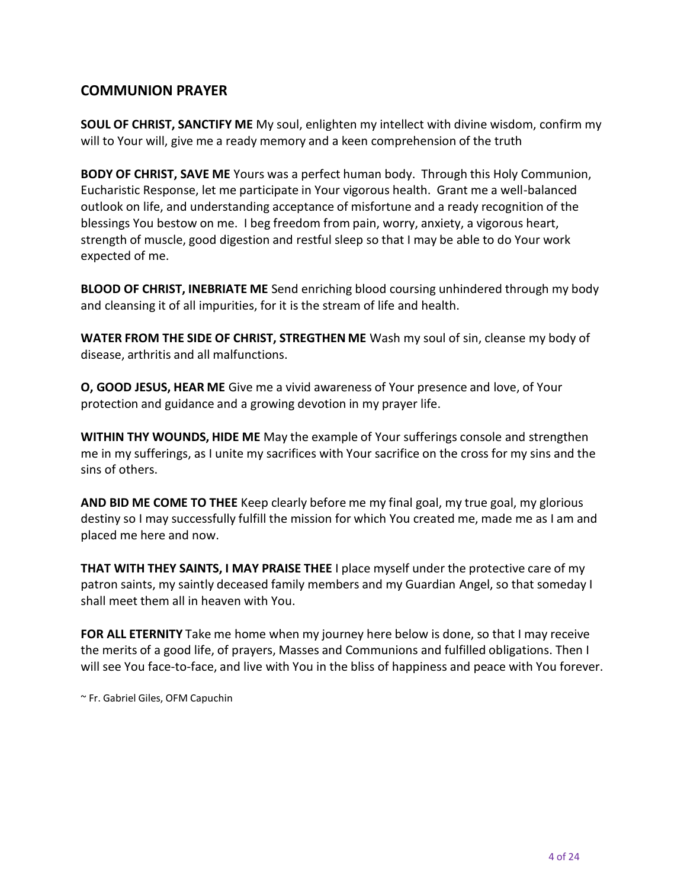## COMMUNION PRAYER

**SOUL OF CHRIST, SANCTIFY ME** My soul, enlighten my intellect with divine wisdom, confirm my will to Your will, give me a ready memory and a keen comprehension of the truth

**BODY OF CHRIST, SAVE ME** Yours was a perfect human body. Through this Holy Communion, Eucharistic Response, let me participate in Your vigorous health. Grant me a well-balanced outlook on life, and understanding acceptance of misfortune and a ready recognition of the blessings You bestow on me. I beg freedom from pain, worry, anxiety, a vigorous heart, strength of muscle, good digestion and restful sleep so that I may be able to do Your work expected of me.

**BLOOD OF CHRIST, INEBRIATE ME** Send enriching blood coursing unhindered through my body and cleansing it of all impurities, for it is the stream of life and health.

**WATER FROM THE SIDE OF CHRIST, STREGTHEN ME** Wash my soul of sin, cleanse my body of disease, arthritis and all malfunctions.

**O, GOOD JESUS, HEAR ME** Give me a vivid awareness of Your presence and love, of Your protection and guidance and a growing devotion in my prayer life.

**WITHIN THY WOUNDS, HIDE ME** May the example of Your sufferings console and strengthen me in my sufferings, as I unite my sacrifices with Your sacrifice on the cross for my sins and the sins of others.

**AND BID ME COME TO THEE** Keep clearly before me my final goal, my true goal, my glorious destiny so I may successfully fulfill the mission for which You created me, made me as I am and placed me here and now.

**THAT WITH THEY SAINTS, I MAY PRAISE THEE** I place myself under the protective care of my patron saints, my saintly deceased family members and my Guardian Angel, so that someday I shall meet them all in heaven with You.

**FOR ALL ETERNITY** Take me home when my journey here below is done, so that I may receive the merits of a good life, of prayers, Masses and Communions and fulfilled obligations. Then I will see You face-to-face, and live with You in the bliss of happiness and peace with You forever.

~ Fr. Gabriel Giles, OFM Capuchin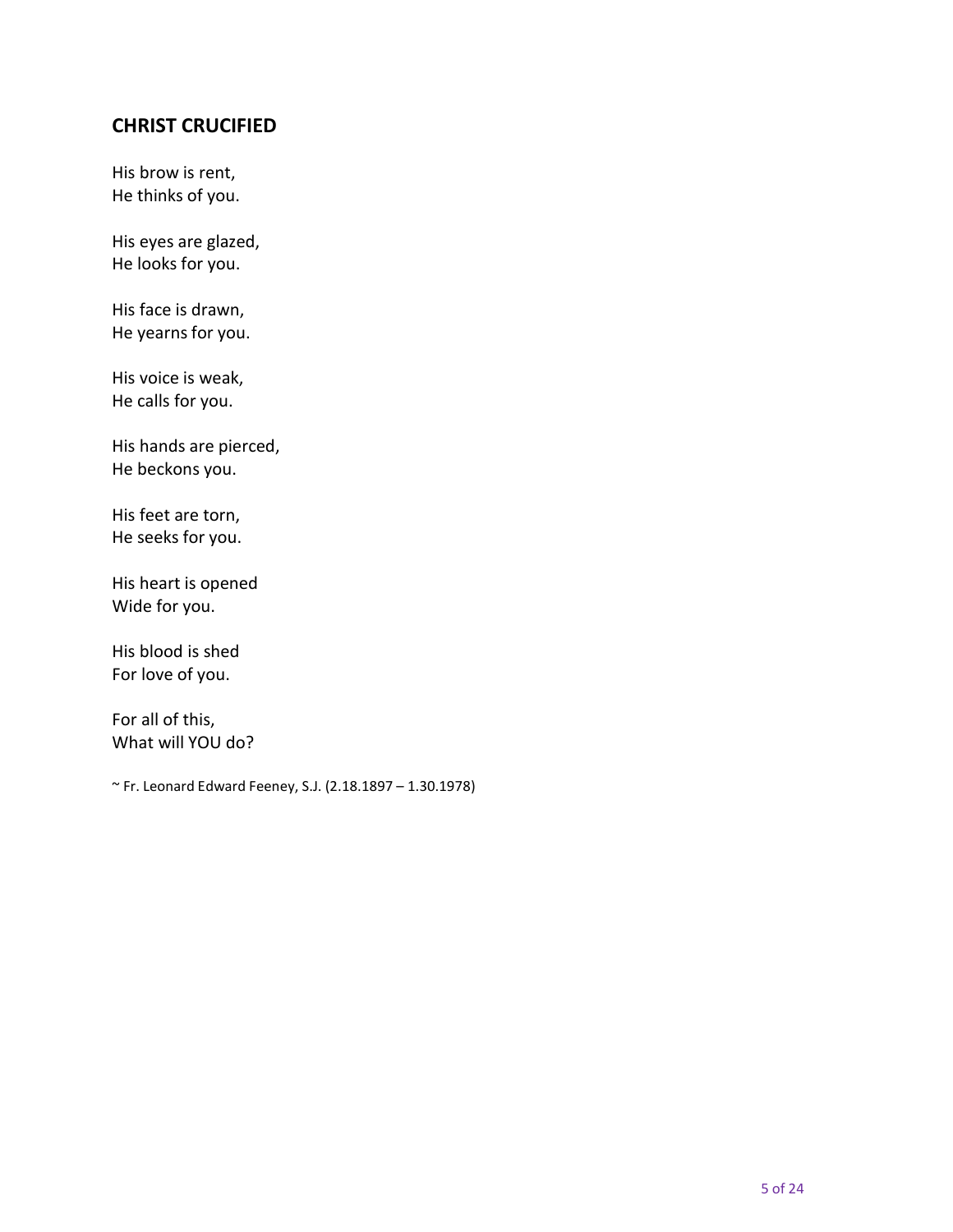## CHRIST CRUCIFIED

His brow is rent,
He thinks of you.

His eyes are glazed,
He looks for you.

His face is drawn,
He yearns for you.

His voice is weak,
He calls for you.

His hands are pierced,
He beckons you.

His feet are torn,
He seeks for you.

His heart is opened
Wide for you.

His blood is shed
For love of you.

For all of this,
What will YOU do?

~ Fr. Leonard Edward Feeney, S.J. (2.18.1897 – 1.30.1978)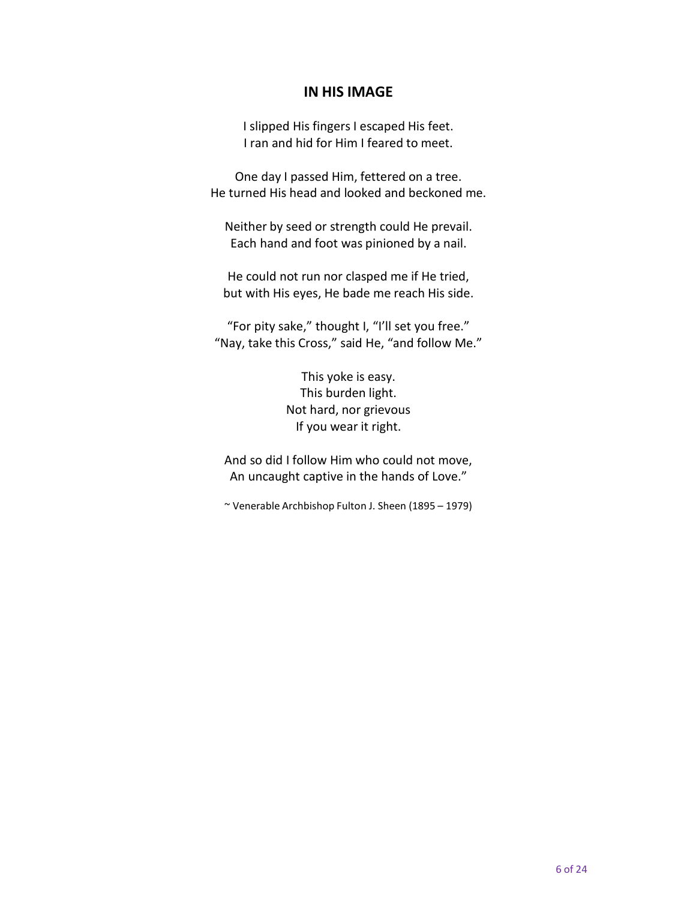## IN HIS IMAGE

I slipped His fingers I escaped His feet.  
I ran and hid for Him I feared to meet.

One day I passed Him, fettered on a tree.  
He turned His head and looked and beckoned me.

Neither by seed or strength could He prevail.  
Each hand and foot was pinioned by a nail.

He could not run nor clasped me if He tried,  
but with His eyes, He bade me reach His side.

“For pity sake,” thought I, “I’ll set you free.”  
“Nay, take this Cross,” said He, “and follow Me.”

This yoke is easy.  
This burden light.  
Not hard, nor grievous  
If you wear it right.

And so did I follow Him who could not move,  
An uncaught captive in the hands of Love.”

~ Venerable Archbishop Fulton J. Sheen (1895 – 1979)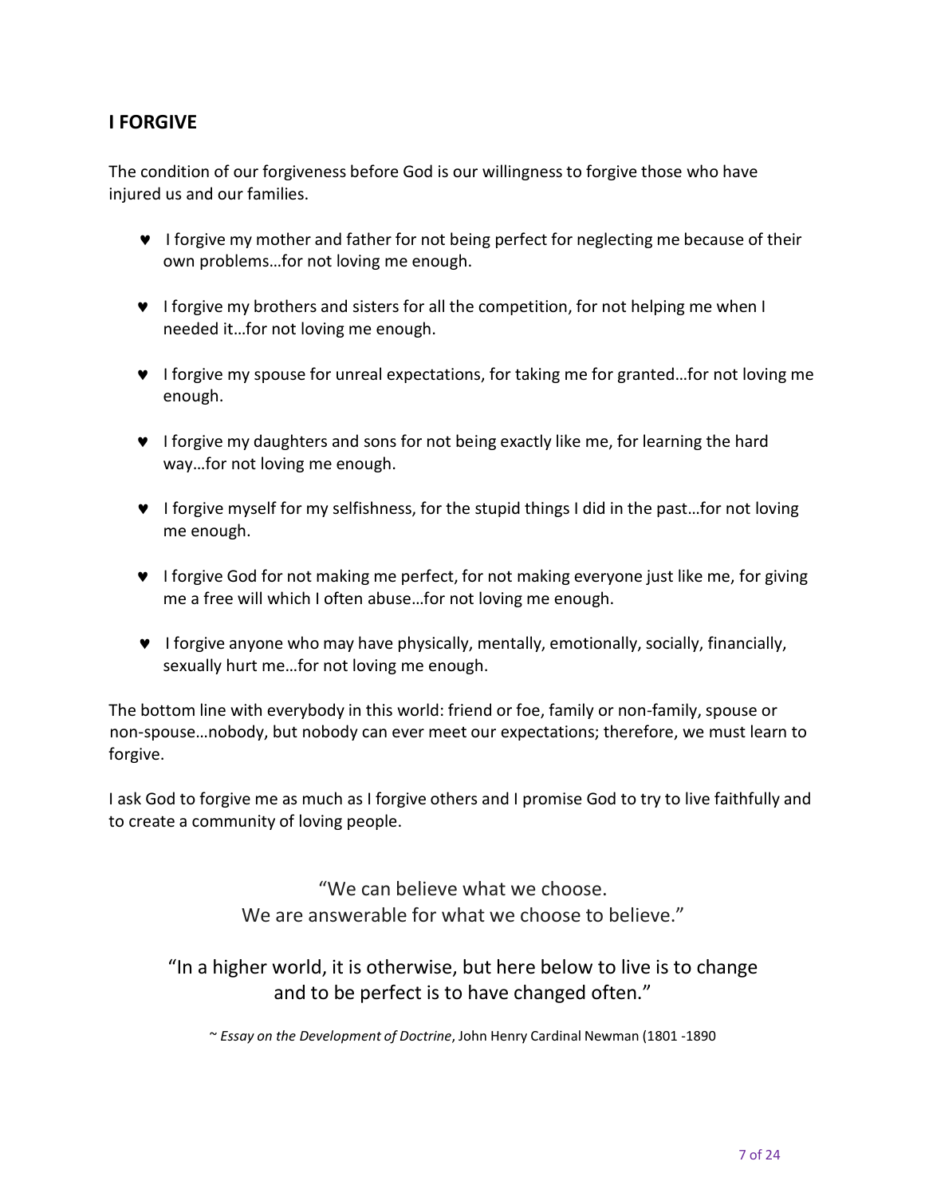## I FORGIVE

The condition of our forgiveness before God is our willingness to forgive those who have injured us and our families.

- I forgive my mother and father for not being perfect for neglecting me because of their own problems…for not loving me enough.
- I forgive my brothers and sisters for all the competition, for not helping me when I needed it…for not loving me enough.
- I forgive my spouse for unreal expectations, for taking me for granted…for not loving me enough.
- I forgive my daughters and sons for not being exactly like me, for learning the hard way…for not loving me enough.
- I forgive myself for my selfishness, for the stupid things I did in the past…for not loving me enough.
- I forgive God for not making me perfect, for not making everyone just like me, for giving me a free will which I often abuse…for not loving me enough.
- I forgive anyone who may have physically, mentally, emotionally, socially, financially, sexually hurt me…for not loving me enough.

The bottom line with everybody in this world: friend or foe, family or non-family, spouse or non-spouse…nobody, but nobody can ever meet our expectations; therefore, we must learn to forgive.

I ask God to forgive me as much as I forgive others and I promise God to try to live faithfully and to create a community of loving people.

"We can believe what we choose.
We are answerable for what we choose to believe."

"In a higher world, it is otherwise, but here below to live is to change and to be perfect is to have changed often."

~ *Essay on the Development of Doctrine*, John Henry Cardinal Newman (1801 -1890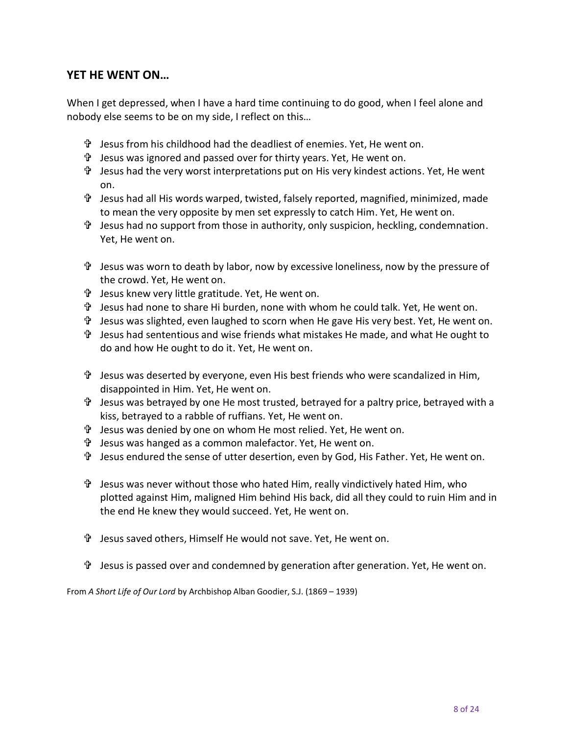## YET HE WENT ON…

When I get depressed, when I have a hard time continuing to do good, when I feel alone and nobody else seems to be on my side, I reflect on this…

- ✞ Jesus from his childhood had the deadliest of enemies. Yet, He went on.
- ✞ Jesus was ignored and passed over for thirty years. Yet, He went on.
- ✞ Jesus had the very worst interpretations put on His very kindest actions. Yet, He went on.
- ✞ Jesus had all His words warped, twisted, falsely reported, magnified, minimized, made to mean the very opposite by men set expressly to catch Him. Yet, He went on.
- ✞ Jesus had no support from those in authority, only suspicion, heckling, condemnation. Yet, He went on.

- ✞ Jesus was worn to death by labor, now by excessive loneliness, now by the pressure of the crowd. Yet, He went on.
- ✞ Jesus knew very little gratitude. Yet, He went on.
- ✞ Jesus had none to share Hi burden, none with whom he could talk. Yet, He went on.
- ✞ Jesus was slighted, even laughed to scorn when He gave His very best. Yet, He went on.
- ✞ Jesus had sententious and wise friends what mistakes He made, and what He ought to do and how He ought to do it. Yet, He went on.

- ✞ Jesus was deserted by everyone, even His best friends who were scandalized in Him, disappointed in Him. Yet, He went on.
- ✞ Jesus was betrayed by one He most trusted, betrayed for a paltry price, betrayed with a kiss, betrayed to a rabble of ruffians. Yet, He went on.
- ✞ Jesus was denied by one on whom He most relied. Yet, He went on.
- ✞ Jesus was hanged as a common malefactor. Yet, He went on.
- ✞ Jesus endured the sense of utter desertion, even by God, His Father. Yet, He went on.

- ✞ Jesus was never without those who hated Him, really vindictively hated Him, who plotted against Him, maligned Him behind His back, did all they could to ruin Him and in the end He knew they would succeed. Yet, He went on.

- ✞ Jesus saved others, Himself He would not save. Yet, He went on.

- ✞ Jesus is passed over and condemned by generation after generation. Yet, He went on.

From *A Short Life of Our Lord* by Archbishop Alban Goodier, S.J. (1869 – 1939)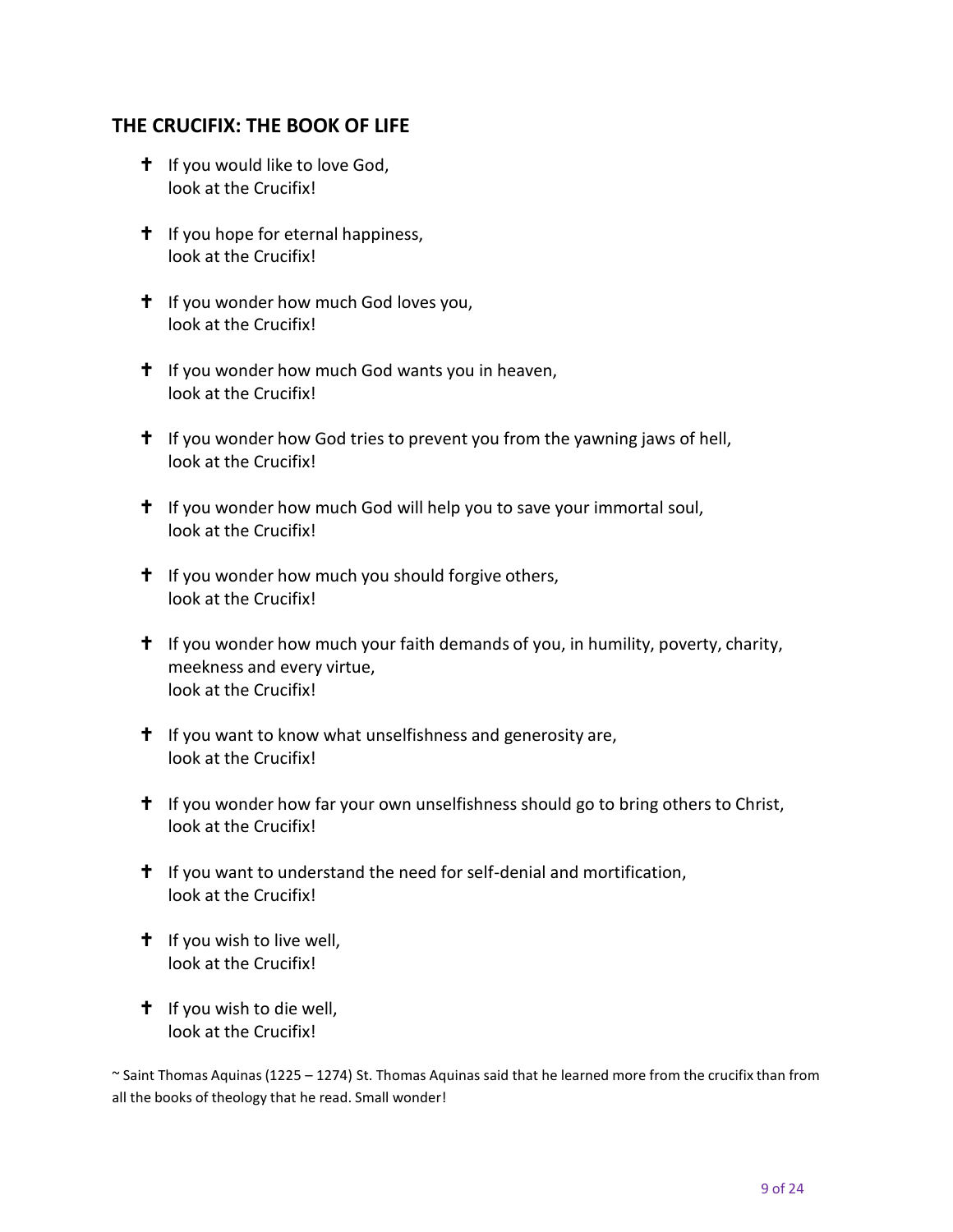## THE CRUCIFIX: THE BOOK OF LIFE

- ✝ If you would like to love God,
  look at the Crucifix!

- ✝ If you hope for eternal happiness,
  look at the Crucifix!

- ✝ If you wonder how much God loves you,
  look at the Crucifix!

- ✝ If you wonder how much God wants you in heaven,
  look at the Crucifix!

- ✝ If you wonder how God tries to prevent you from the yawning jaws of hell,
  look at the Crucifix!

- ✝ If you wonder how much God will help you to save your immortal soul,
  look at the Crucifix!

- ✝ If you wonder how much you should forgive others,
  look at the Crucifix!

- ✝ If you wonder how much your faith demands of you, in humility, poverty, charity, meekness and every virtue,
  look at the Crucifix!

- ✝ If you want to know what unselfishness and generosity are,
  look at the Crucifix!

- ✝ If you wonder how far your own unselfishness should go to bring others to Christ,
  look at the Crucifix!

- ✝ If you want to understand the need for self-denial and mortification,
  look at the Crucifix!

- ✝ If you wish to live well,
  look at the Crucifix!

- ✝ If you wish to die well,
  look at the Crucifix!

~ Saint Thomas Aquinas (1225 – 1274) St. Thomas Aquinas said that he learned more from the crucifix than from all the books of theology that he read. Small wonder!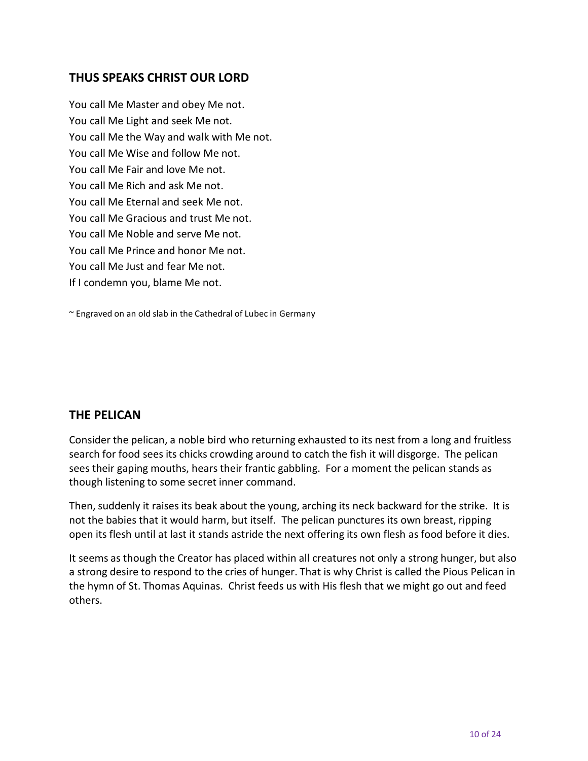## THUS SPEAKS CHRIST OUR LORD

You call Me Master and obey Me not.
You call Me Light and seek Me not.
You call Me the Way and walk with Me not.
You call Me Wise and follow Me not.
You call Me Fair and love Me not.
You call Me Rich and ask Me not.
You call Me Eternal and seek Me not.
You call Me Gracious and trust Me not.
You call Me Noble and serve Me not.
You call Me Prince and honor Me not.
You call Me Just and fear Me not.
If I condemn you, blame Me not.

~ Engraved on an old slab in the Cathedral of Lubec in Germany

## THE PELICAN

Consider the pelican, a noble bird who returning exhausted to its nest from a long and fruitless search for food sees its chicks crowding around to catch the fish it will disgorge. The pelican sees their gaping mouths, hears their frantic gabbling. For a moment the pelican stands as though listening to some secret inner command.

Then, suddenly it raises its beak about the young, arching its neck backward for the strike. It is not the babies that it would harm, but itself. The pelican punctures its own breast, ripping open its flesh until at last it stands astride the next offering its own flesh as food before it dies.

It seems as though the Creator has placed within all creatures not only a strong hunger, but also a strong desire to respond to the cries of hunger. That is why Christ is called the Pious Pelican in the hymn of St. Thomas Aquinas. Christ feeds us with His flesh that we might go out and feed others.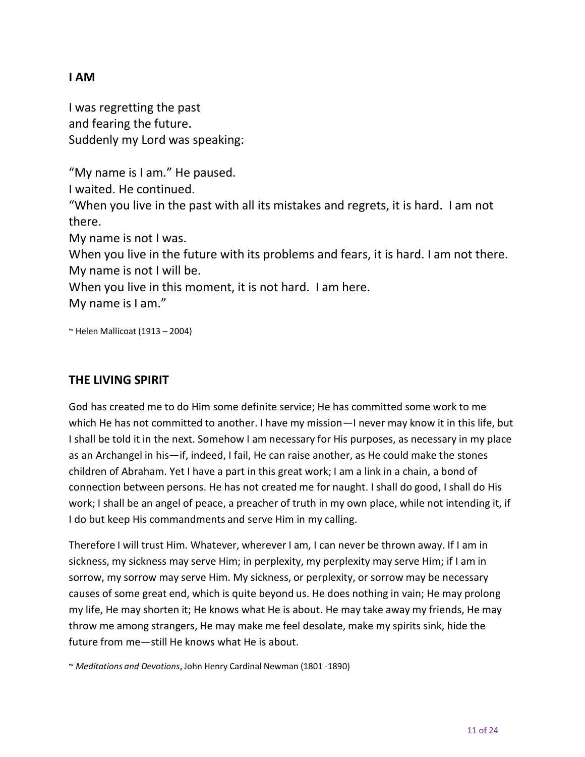## I AM

I was regretting the past
and fearing the future.
Suddenly my Lord was speaking:

"My name is I am." He paused.
I waited. He continued.
"When you live in the past with all its mistakes and regrets, it is hard. I am not there.
My name is not I was.
When you live in the future with its problems and fears, it is hard. I am not there.
My name is not I will be.
When you live in this moment, it is not hard. I am here.
My name is I am."

~ Helen Mallicoat (1913 – 2004)

## THE LIVING SPIRIT

God has created me to do Him some definite service; He has committed some work to me which He has not committed to another. I have my mission—I never may know it in this life, but I shall be told it in the next. Somehow I am necessary for His purposes, as necessary in my place as an Archangel in his—if, indeed, I fail, He can raise another, as He could make the stones children of Abraham. Yet I have a part in this great work; I am a link in a chain, a bond of connection between persons. He has not created me for naught. I shall do good, I shall do His work; I shall be an angel of peace, a preacher of truth in my own place, while not intending it, if I do but keep His commandments and serve Him in my calling.

Therefore I will trust Him. Whatever, wherever I am, I can never be thrown away. If I am in sickness, my sickness may serve Him; in perplexity, my perplexity may serve Him; if I am in sorrow, my sorrow may serve Him. My sickness, or perplexity, or sorrow may be necessary causes of some great end, which is quite beyond us. He does nothing in vain; He may prolong my life, He may shorten it; He knows what He is about. He may take away my friends, He may throw me among strangers, He may make me feel desolate, make my spirits sink, hide the future from me—still He knows what He is about.

~ *Meditations and Devotions*, John Henry Cardinal Newman (1801 -1890)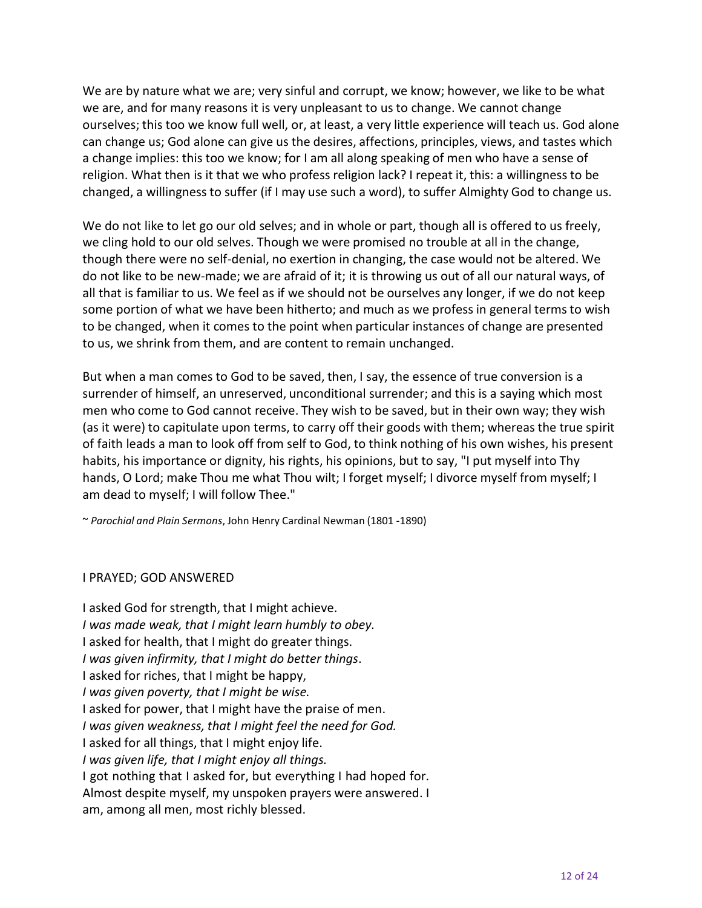We are by nature what we are; very sinful and corrupt, we know; however, we like to be what we are, and for many reasons it is very unpleasant to us to change. We cannot change ourselves; this too we know full well, or, at least, a very little experience will teach us. God alone can change us; God alone can give us the desires, affections, principles, views, and tastes which a change implies: this too we know; for I am all along speaking of men who have a sense of religion. What then is it that we who profess religion lack? I repeat it, this: a willingness to be changed, a willingness to suffer (if I may use such a word), to suffer Almighty God to change us.

We do not like to let go our old selves; and in whole or part, though all is offered to us freely, we cling hold to our old selves. Though we were promised no trouble at all in the change, though there were no self-denial, no exertion in changing, the case would not be altered. We do not like to be new-made; we are afraid of it; it is throwing us out of all our natural ways, of all that is familiar to us. We feel as if we should not be ourselves any longer, if we do not keep some portion of what we have been hitherto; and much as we profess in general terms to wish to be changed, when it comes to the point when particular instances of change are presented to us, we shrink from them, and are content to remain unchanged.

But when a man comes to God to be saved, then, I say, the essence of true conversion is a surrender of himself, an unreserved, unconditional surrender; and this is a saying which most men who come to God cannot receive. They wish to be saved, but in their own way; they wish (as it were) to capitulate upon terms, to carry off their goods with them; whereas the true spirit of faith leads a man to look off from self to God, to think nothing of his own wishes, his present habits, his importance or dignity, his rights, his opinions, but to say, "I put myself into Thy hands, O Lord; make Thou me what Thou wilt; I forget myself; I divorce myself from myself; I am dead to myself; I will follow Thee."

~ *Parochial and Plain Sermons*, John Henry Cardinal Newman (1801 -1890)

## I PRAYED; GOD ANSWERED

I asked God for strength, that I might achieve.
*I was made weak, that I might learn humbly to obey.*
I asked for health, that I might do greater things.
*I was given infirmity, that I might do better things*.
I asked for riches, that I might be happy,
*I was given poverty, that I might be wise.*
I asked for power, that I might have the praise of men.
*I was given weakness, that I might feel the need for God.*
I asked for all things, that I might enjoy life.
*I was given life, that I might enjoy all things.*
I got nothing that I asked for, but everything I had hoped for.
Almost despite myself, my unspoken prayers were answered. I am, among all men, most richly blessed.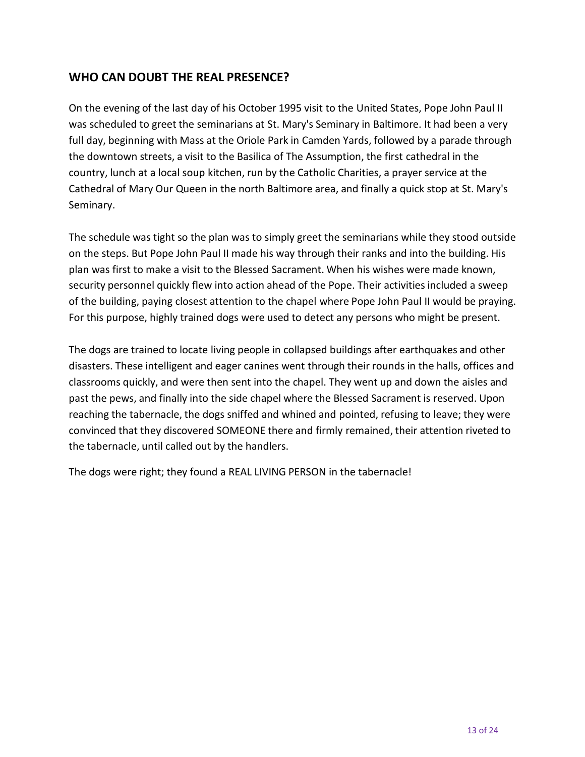## WHO CAN DOUBT THE REAL PRESENCE?

On the evening of the last day of his October 1995 visit to the United States, Pope John Paul II was scheduled to greet the seminarians at St. Mary's Seminary in Baltimore. It had been a very full day, beginning with Mass at the Oriole Park in Camden Yards, followed by a parade through the downtown streets, a visit to the Basilica of The Assumption, the first cathedral in the country, lunch at a local soup kitchen, run by the Catholic Charities, a prayer service at the Cathedral of Mary Our Queen in the north Baltimore area, and finally a quick stop at St. Mary's Seminary.

The schedule was tight so the plan was to simply greet the seminarians while they stood outside on the steps. But Pope John Paul II made his way through their ranks and into the building. His plan was first to make a visit to the Blessed Sacrament. When his wishes were made known, security personnel quickly flew into action ahead of the Pope. Their activities included a sweep of the building, paying closest attention to the chapel where Pope John Paul II would be praying. For this purpose, highly trained dogs were used to detect any persons who might be present.

The dogs are trained to locate living people in collapsed buildings after earthquakes and other disasters. These intelligent and eager canines went through their rounds in the halls, offices and classrooms quickly, and were then sent into the chapel. They went up and down the aisles and past the pews, and finally into the side chapel where the Blessed Sacrament is reserved. Upon reaching the tabernacle, the dogs sniffed and whined and pointed, refusing to leave; they were convinced that they discovered SOMEONE there and firmly remained, their attention riveted to the tabernacle, until called out by the handlers.

The dogs were right; they found a REAL LIVING PERSON in the tabernacle!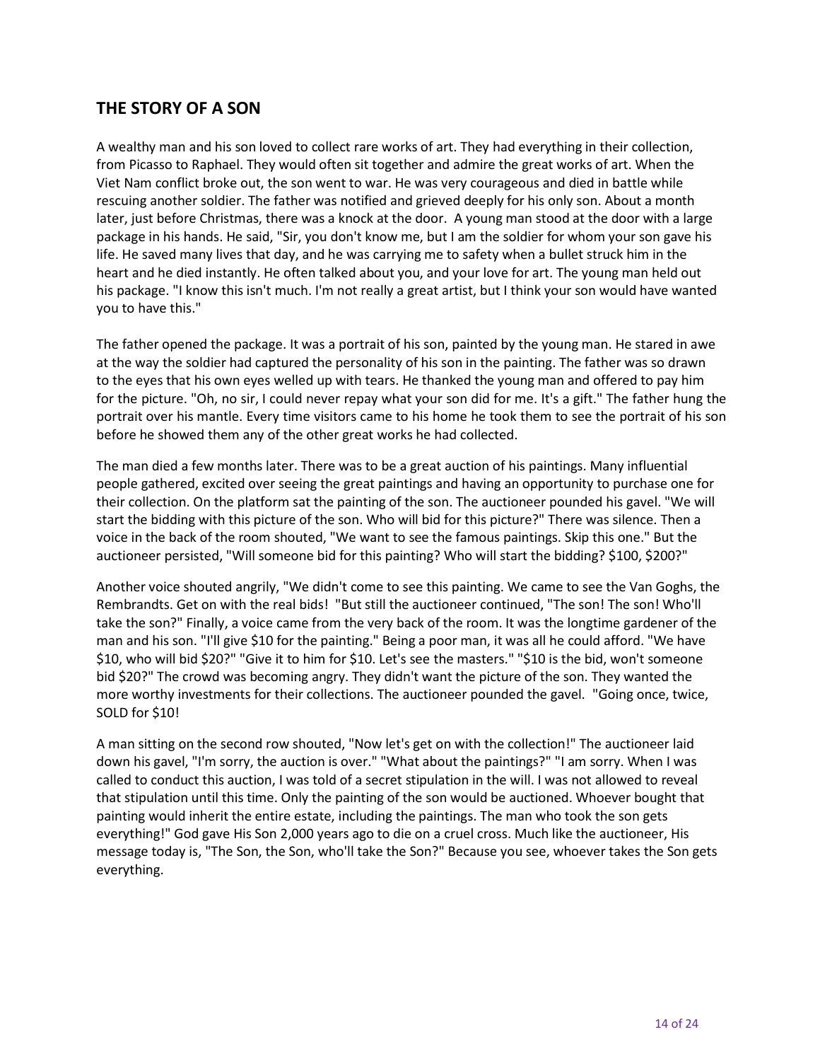## THE STORY OF A SON

A wealthy man and his son loved to collect rare works of art. They had everything in their collection, from Picasso to Raphael. They would often sit together and admire the great works of art. When the Viet Nam conflict broke out, the son went to war. He was very courageous and died in battle while rescuing another soldier. The father was notified and grieved deeply for his only son. About a month later, just before Christmas, there was a knock at the door.  A young man stood at the door with a large package in his hands. He said, "Sir, you don't know me, but I am the soldier for whom your son gave his life. He saved many lives that day, and he was carrying me to safety when a bullet struck him in the heart and he died instantly. He often talked about you, and your love for art. The young man held out his package. "I know this isn't much. I'm not really a great artist, but I think your son would have wanted you to have this."

The father opened the package. It was a portrait of his son, painted by the young man. He stared in awe at the way the soldier had captured the personality of his son in the painting. The father was so drawn to the eyes that his own eyes welled up with tears. He thanked the young man and offered to pay him for the picture. "Oh, no sir, I could never repay what your son did for me. It's a gift." The father hung the portrait over his mantle. Every time visitors came to his home he took them to see the portrait of his son before he showed them any of the other great works he had collected.

The man died a few months later. There was to be a great auction of his paintings. Many influential people gathered, excited over seeing the great paintings and having an opportunity to purchase one for their collection. On the platform sat the painting of the son. The auctioneer pounded his gavel. "We will start the bidding with this picture of the son. Who will bid for this picture?" There was silence. Then a voice in the back of the room shouted, "We want to see the famous paintings. Skip this one." But the auctioneer persisted, "Will someone bid for this painting? Who will start the bidding? $100, $200?"

Another voice shouted angrily, "We didn't come to see this painting. We came to see the Van Goghs, the Rembrandts. Get on with the real bids!  "But still the auctioneer continued, "The son! The son! Who'll take the son?" Finally, a voice came from the very back of the room. It was the longtime gardener of the man and his son. "I'll give $10 for the painting." Being a poor man, it was all he could afford. "We have $10, who will bid $20?" "Give it to him for $10. Let's see the masters." "$10 is the bid, won't someone bid $20?" The crowd was becoming angry. They didn't want the picture of the son. They wanted the more worthy investments for their collections. The auctioneer pounded the gavel.  "Going once, twice, SOLD for $10!

A man sitting on the second row shouted, "Now let's get on with the collection!" The auctioneer laid down his gavel, "I'm sorry, the auction is over." "What about the paintings?" "I am sorry. When I was called to conduct this auction, I was told of a secret stipulation in the will. I was not allowed to reveal that stipulation until this time. Only the painting of the son would be auctioned. Whoever bought that painting would inherit the entire estate, including the paintings. The man who took the son gets everything!" God gave His Son 2,000 years ago to die on a cruel cross. Much like the auctioneer, His message today is, "The Son, the Son, who'll take the Son?" Because you see, whoever takes the Son gets everything.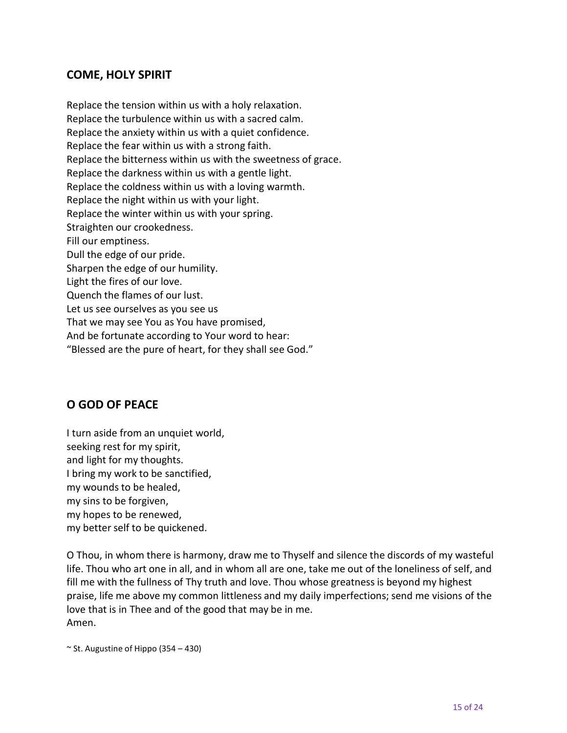## COME, HOLY SPIRIT

Replace the tension within us with a holy relaxation.
Replace the turbulence within us with a sacred calm.
Replace the anxiety within us with a quiet confidence.
Replace the fear within us with a strong faith.
Replace the bitterness within us with the sweetness of grace.
Replace the darkness within us with a gentle light.
Replace the coldness within us with a loving warmth.
Replace the night within us with your light.
Replace the winter within us with your spring.
Straighten our crookedness.
Fill our emptiness.
Dull the edge of our pride.
Sharpen the edge of our humility.
Light the fires of our love.
Quench the flames of our lust.
Let us see ourselves as you see us
That we may see You as You have promised,
And be fortunate according to Your word to hear:
"Blessed are the pure of heart, for they shall see God."

## O GOD OF PEACE

I turn aside from an unquiet world,
seeking rest for my spirit,
and light for my thoughts.
I bring my work to be sanctified,
my wounds to be healed,
my sins to be forgiven,
my hopes to be renewed,
my better self to be quickened.

O Thou, in whom there is harmony, draw me to Thyself and silence the discords of my wasteful life. Thou who art one in all, and in whom all are one, take me out of the loneliness of self, and fill me with the fullness of Thy truth and love. Thou whose greatness is beyond my highest praise, life me above my common littleness and my daily imperfections; send me visions of the love that is in Thee and of the good that may be in me.
Amen.

~ St. Augustine of Hippo (354 – 430)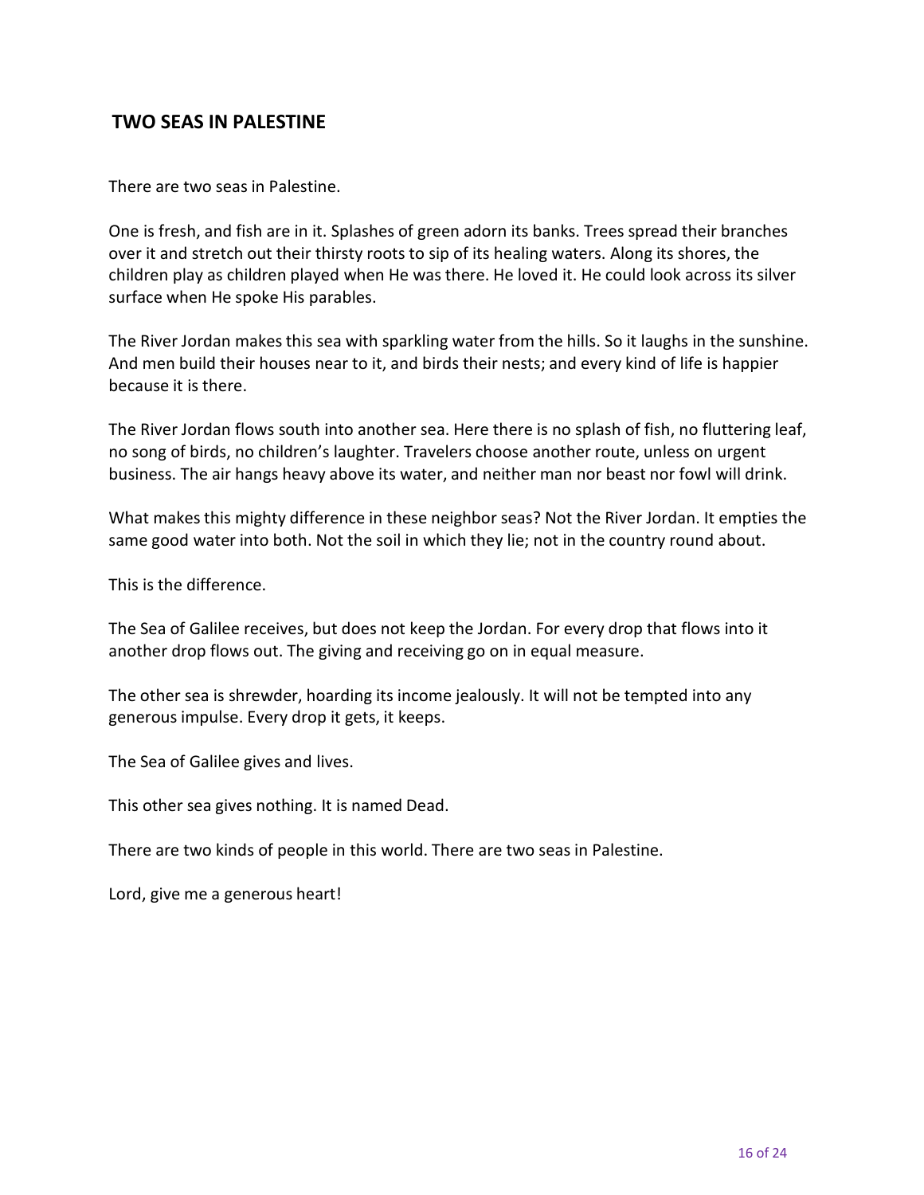## TWO SEAS IN PALESTINE

There are two seas in Palestine.

One is fresh, and fish are in it. Splashes of green adorn its banks. Trees spread their branches over it and stretch out their thirsty roots to sip of its healing waters. Along its shores, the children play as children played when He was there. He loved it. He could look across its silver surface when He spoke His parables.

The River Jordan makes this sea with sparkling water from the hills. So it laughs in the sunshine. And men build their houses near to it, and birds their nests; and every kind of life is happier because it is there.

The River Jordan flows south into another sea. Here there is no splash of fish, no fluttering leaf, no song of birds, no children's laughter. Travelers choose another route, unless on urgent business. The air hangs heavy above its water, and neither man nor beast nor fowl will drink.

What makes this mighty difference in these neighbor seas? Not the River Jordan. It empties the same good water into both. Not the soil in which they lie; not in the country round about.

This is the difference.

The Sea of Galilee receives, but does not keep the Jordan. For every drop that flows into it another drop flows out. The giving and receiving go on in equal measure.

The other sea is shrewder, hoarding its income jealously. It will not be tempted into any generous impulse. Every drop it gets, it keeps.

The Sea of Galilee gives and lives.

This other sea gives nothing. It is named Dead.

There are two kinds of people in this world. There are two seas in Palestine.

Lord, give me a generous heart!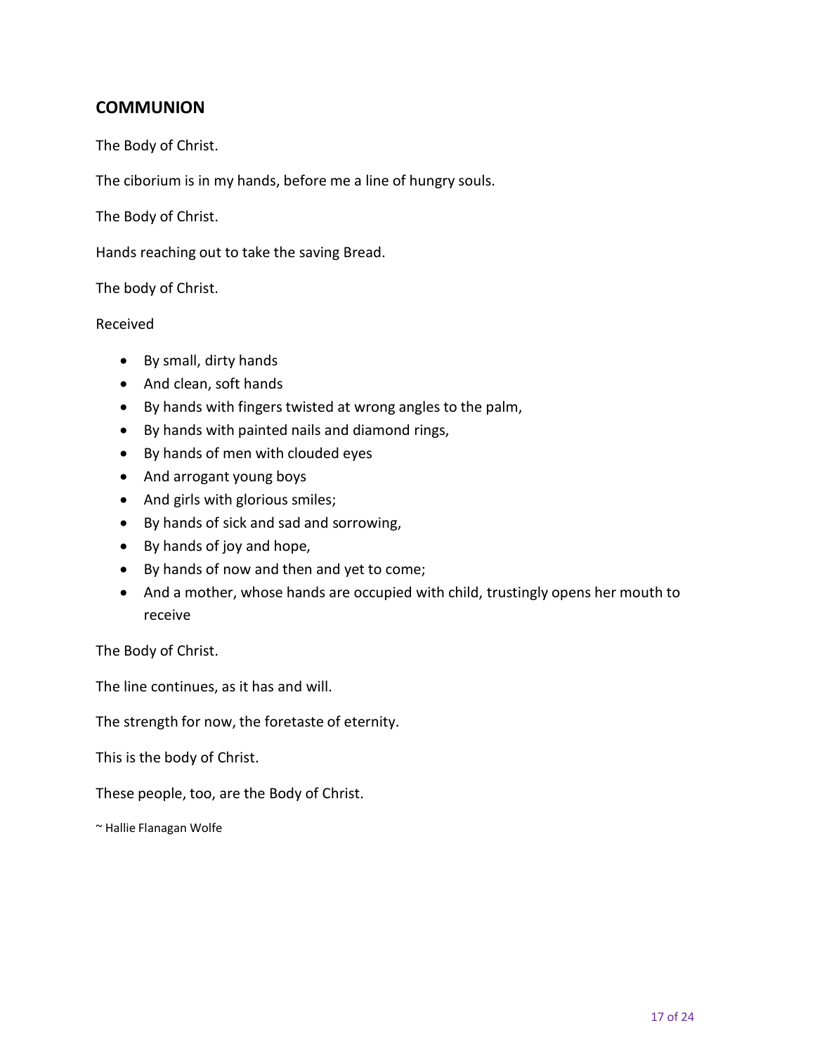## COMMUNION

The Body of Christ.

The ciborium is in my hands, before me a line of hungry souls.

The Body of Christ.

Hands reaching out to take the saving Bread.

The body of Christ.

Received

- By small, dirty hands
- And clean, soft hands
- By hands with fingers twisted at wrong angles to the palm,
- By hands with painted nails and diamond rings,
- By hands of men with clouded eyes
- And arrogant young boys
- And girls with glorious smiles;
- By hands of sick and sad and sorrowing,
- By hands of joy and hope,
- By hands of now and then and yet to come;
- And a mother, whose hands are occupied with child, trustingly opens her mouth to receive

The Body of Christ.

The line continues, as it has and will.

The strength for now, the foretaste of eternity.

This is the body of Christ.

These people, too, are the Body of Christ.

~ Hallie Flanagan Wolfe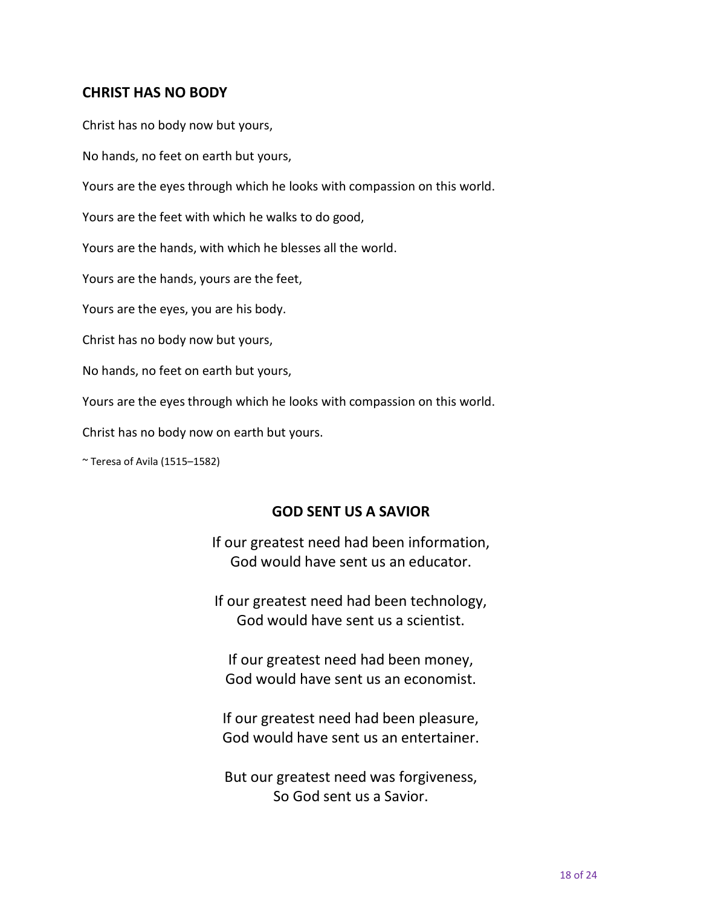## CHRIST HAS NO BODY

Christ has no body now but yours,

No hands, no feet on earth but yours,

Yours are the eyes through which he looks with compassion on this world.

Yours are the feet with which he walks to do good,

Yours are the hands, with which he blesses all the world.

Yours are the hands, yours are the feet,

Yours are the eyes, you are his body.

Christ has no body now but yours,

No hands, no feet on earth but yours,

Yours are the eyes through which he looks with compassion on this world.

Christ has no body now on earth but yours.

~ Teresa of Avila (1515–1582)

## GOD SENT US A SAVIOR

If our greatest need had been information,
God would have sent us an educator.

If our greatest need had been technology,
God would have sent us a scientist.

If our greatest need had been money,
God would have sent us an economist.

If our greatest need had been pleasure,
God would have sent us an entertainer.

But our greatest need was forgiveness,
So God sent us a Savior.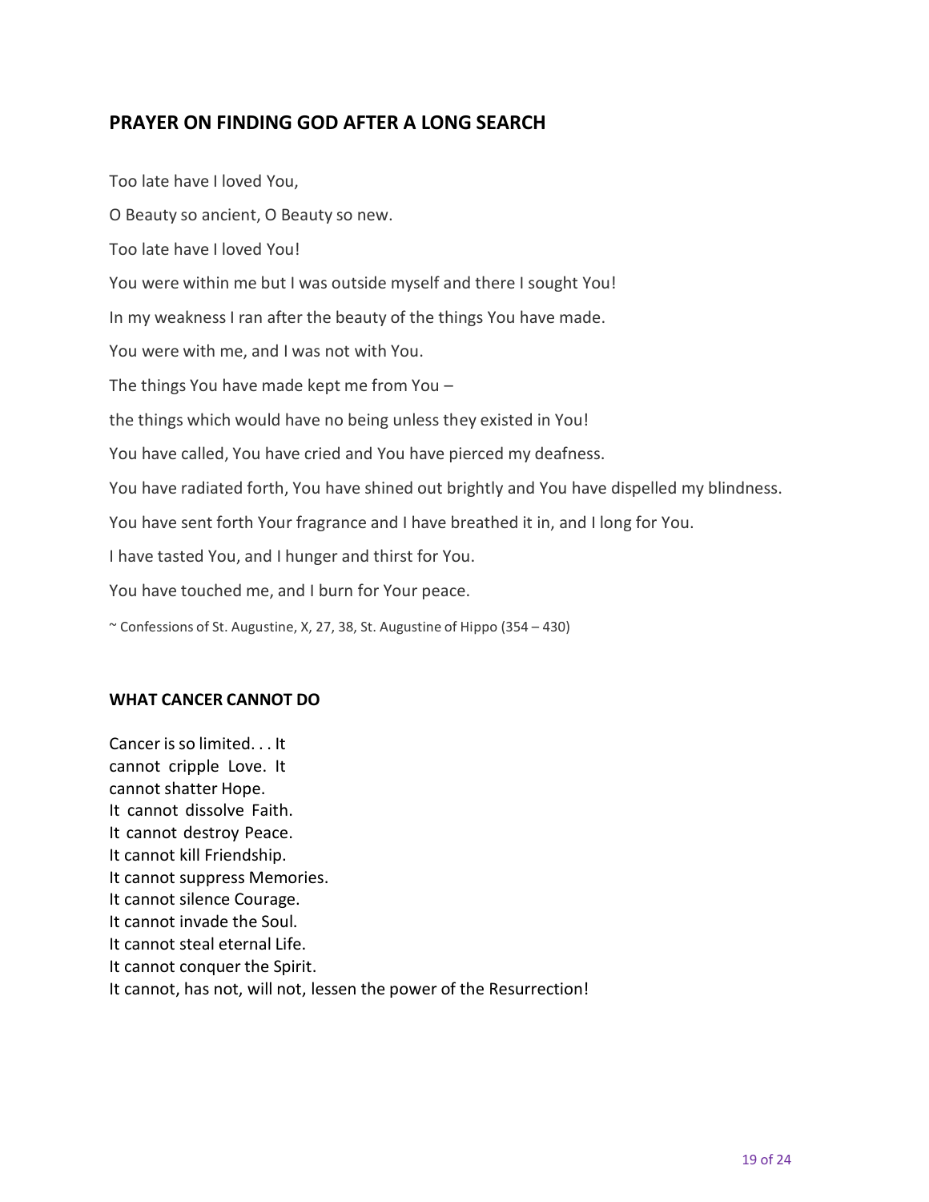## PRAYER ON FINDING GOD AFTER A LONG SEARCH

Too late have I loved You,

O Beauty so ancient, O Beauty so new.

Too late have I loved You!

You were within me but I was outside myself and there I sought You!

In my weakness I ran after the beauty of the things You have made.

You were with me, and I was not with You.

The things You have made kept me from You –

the things which would have no being unless they existed in You!

You have called, You have cried and You have pierced my deafness.

You have radiated forth, You have shined out brightly and You have dispelled my blindness.

You have sent forth Your fragrance and I have breathed it in, and I long for You.

I have tasted You, and I hunger and thirst for You.

You have touched me, and I burn for Your peace.

~ Confessions of St. Augustine, X, 27, 38, St. Augustine of Hippo (354 – 430)

**WHAT CANCER CANNOT DO**

Cancer is so limited. . . It
cannot cripple Love. It
cannot shatter Hope.
It cannot dissolve Faith.
It cannot destroy Peace.
It cannot kill Friendship.
It cannot suppress Memories.
It cannot silence Courage.
It cannot invade the Soul.
It cannot steal eternal Life.
It cannot conquer the Spirit.
It cannot, has not, will not, lessen the power of the Resurrection!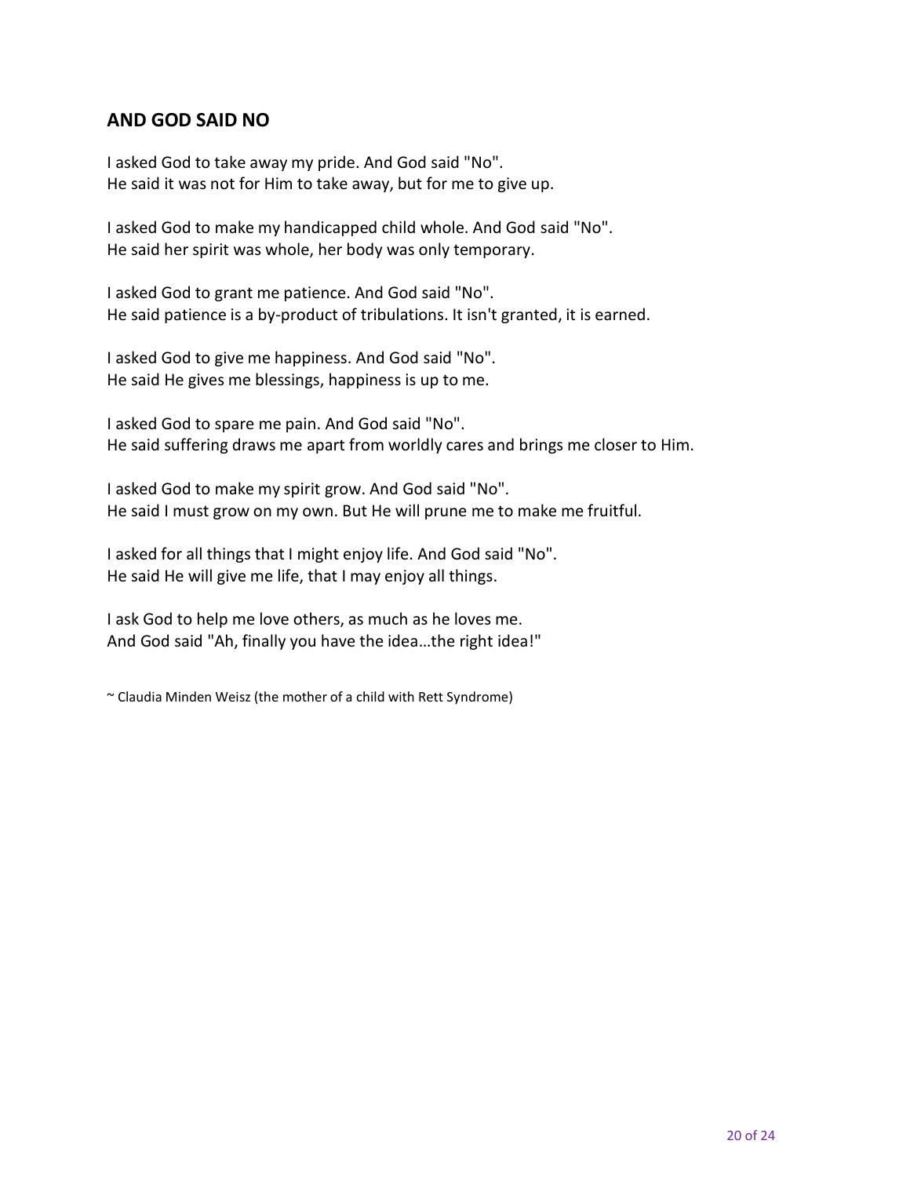## AND GOD SAID NO

I asked God to take away my pride. And God said "No".
He said it was not for Him to take away, but for me to give up.

I asked God to make my handicapped child whole. And God said "No".
He said her spirit was whole, her body was only temporary.

I asked God to grant me patience. And God said "No".
He said patience is a by-product of tribulations. It isn't granted, it is earned.

I asked God to give me happiness. And God said "No".
He said He gives me blessings, happiness is up to me.

I asked God to spare me pain. And God said "No".
He said suffering draws me apart from worldly cares and brings me closer to Him.

I asked God to make my spirit grow. And God said "No".
He said I must grow on my own. But He will prune me to make me fruitful.

I asked for all things that I might enjoy life. And God said "No".
He said He will give me life, that I may enjoy all things.

I ask God to help me love others, as much as he loves me.
And God said "Ah, finally you have the idea…the right idea!"

~ Claudia Minden Weisz (the mother of a child with Rett Syndrome)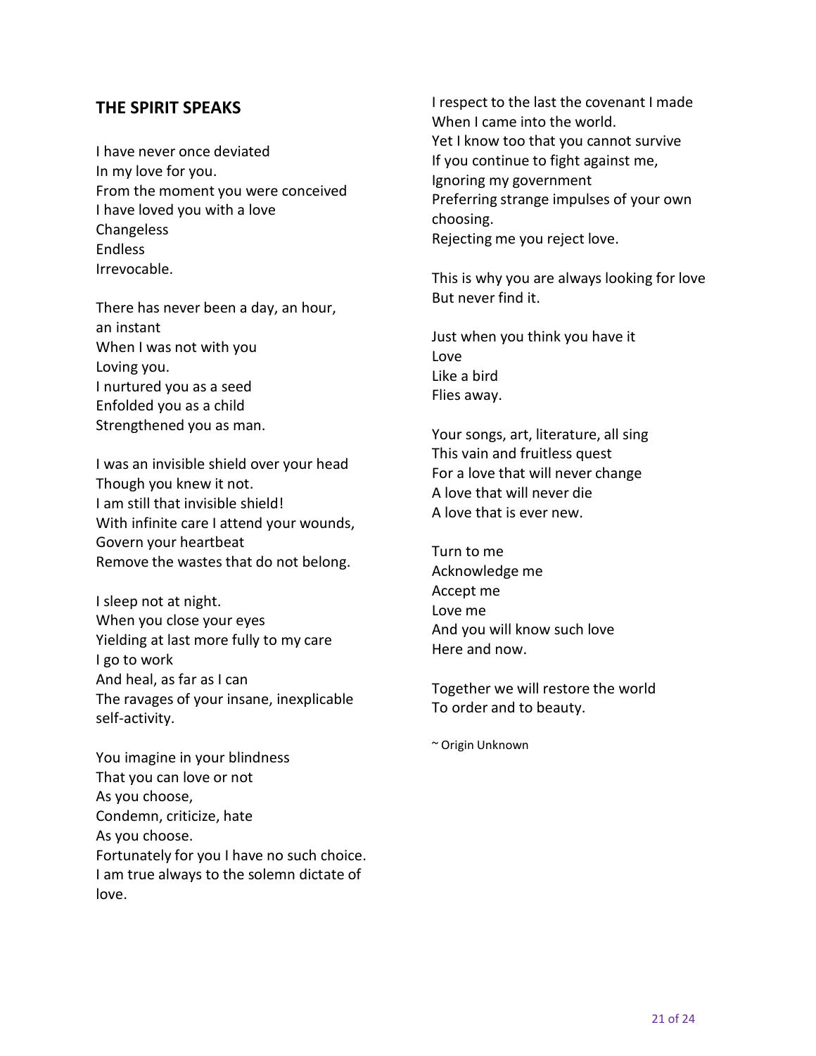## THE SPIRIT SPEAKS

I have never once deviated
In my love for you.
From the moment you were conceived
I have loved you with a love
Changeless
Endless
Irrevocable.

There has never been a day, an hour, an instant
When I was not with you
Loving you.
I nurtured you as a seed
Enfolded you as a child
Strengthened you as man.

I was an invisible shield over your head
Though you knew it not.
I am still that invisible shield!
With infinite care I attend your wounds,
Govern your heartbeat
Remove the wastes that do not belong.

I sleep not at night.
When you close your eyes
Yielding at last more fully to my care
I go to work
And heal, as far as I can
The ravages of your insane, inexplicable self-activity.

You imagine in your blindness
That you can love or not
As you choose,
Condemn, criticize, hate
As you choose.
Fortunately for you I have no such choice.
I am true always to the solemn dictate of love.

I respect to the last the covenant I made
When I came into the world.
Yet I know too that you cannot survive
If you continue to fight against me,
Ignoring my government
Preferring strange impulses of your own choosing.
Rejecting me you reject love.

This is why you are always looking for love
But never find it.

Just when you think you have it
Love
Like a bird
Flies away.

Your songs, art, literature, all sing
This vain and fruitless quest
For a love that will never change
A love that will never die
A love that is ever new.

Turn to me
Acknowledge me
Accept me
Love me
And you will know such love
Here and now.

Together we will restore the world
To order and to beauty.

~ Origin Unknown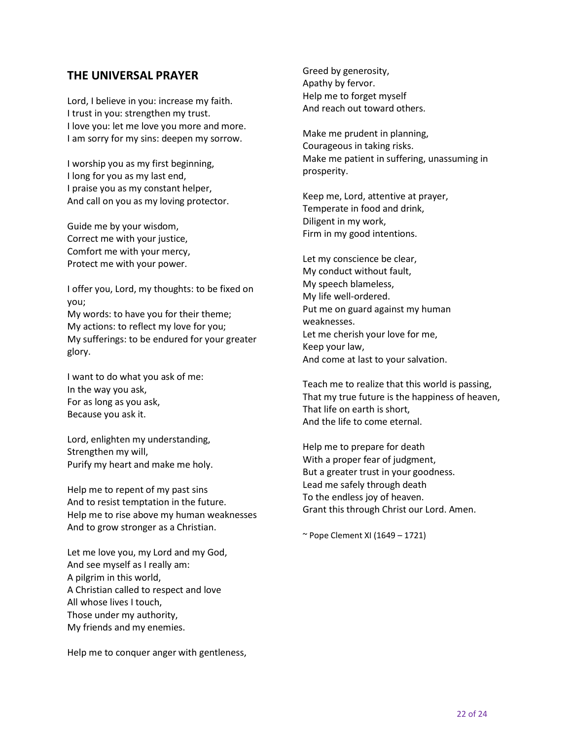## THE UNIVERSAL PRAYER

Lord, I believe in you: increase my faith.
I trust in you: strengthen my trust.
I love you: let me love you more and more.
I am sorry for my sins: deepen my sorrow.

I worship you as my first beginning,
I long for you as my last end,
I praise you as my constant helper,
And call on you as my loving protector.

Guide me by your wisdom,
Correct me with your justice,
Comfort me with your mercy,
Protect me with your power.

I offer you, Lord, my thoughts: to be fixed on you;
My words: to have you for their theme;
My actions: to reflect my love for you;
My sufferings: to be endured for your greater glory.

I want to do what you ask of me:
In the way you ask,
For as long as you ask,
Because you ask it.

Lord, enlighten my understanding,
Strengthen my will,
Purify my heart and make me holy.

Help me to repent of my past sins
And to resist temptation in the future.
Help me to rise above my human weaknesses
And to grow stronger as a Christian.

Let me love you, my Lord and my God,
And see myself as I really am:
A pilgrim in this world,
A Christian called to respect and love
All whose lives I touch,
Those under my authority,
My friends and my enemies.

Help me to conquer anger with gentleness,
Greed by generosity,
Apathy by fervor.
Help me to forget myself
And reach out toward others.

Make me prudent in planning,
Courageous in taking risks.
Make me patient in suffering, unassuming in prosperity.

Keep me, Lord, attentive at prayer,
Temperate in food and drink,
Diligent in my work,
Firm in my good intentions.

Let my conscience be clear,
My conduct without fault,
My speech blameless,
My life well-ordered.
Put me on guard against my human weaknesses.
Let me cherish your love for me,
Keep your law,
And come at last to your salvation.

Teach me to realize that this world is passing,
That my true future is the happiness of heaven,
That life on earth is short,
And the life to come eternal.

Help me to prepare for death
With a proper fear of judgment,
But a greater trust in your goodness.
Lead me safely through death
To the endless joy of heaven.
Grant this through Christ our Lord. Amen.

~ Pope Clement XI (1649 – 1721)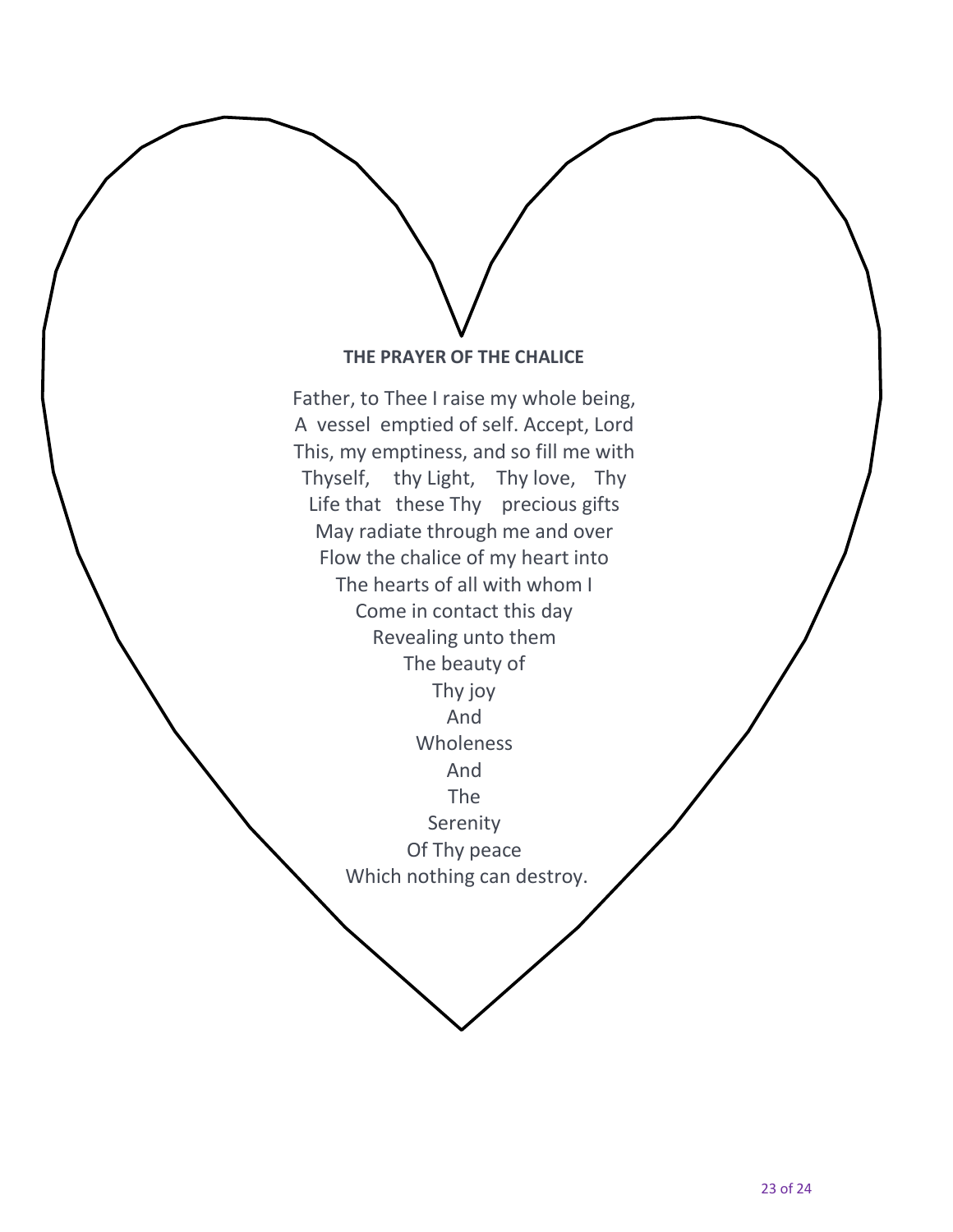**THE PRAYER OF THE CHALICE**

Father, to Thee I raise my whole being,
A vessel emptied of self. Accept, Lord
This, my emptiness, and so fill me with
Thyself, thy Light, Thy love, Thy
Life that these Thy precious gifts
May radiate through me and over
Flow the chalice of my heart into
The hearts of all with whom I
Come in contact this day
Revealing unto them
The beauty of
Thy joy
And
Wholeness
And
The
Serenity
Of Thy peace
Which nothing can destroy.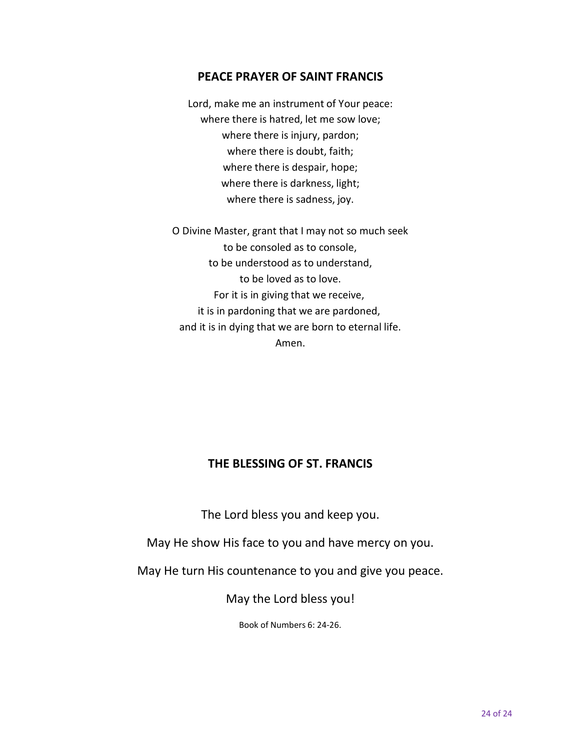## PEACE PRAYER OF SAINT FRANCIS

Lord, make me an instrument of Your peace:
where there is hatred, let me sow love;
where there is injury, pardon;
where there is doubt, faith;
where there is despair, hope;
where there is darkness, light;
where there is sadness, joy.

O Divine Master, grant that I may not so much seek
to be consoled as to console,
to be understood as to understand,
to be loved as to love.
For it is in giving that we receive,
it is in pardoning that we are pardoned,
and it is in dying that we are born to eternal life.
Amen.

## THE BLESSING OF ST. FRANCIS

The Lord bless you and keep you.

May He show His face to you and have mercy on you.

May He turn His countenance to you and give you peace.

May the Lord bless you!

Book of Numbers 6: 24-26.